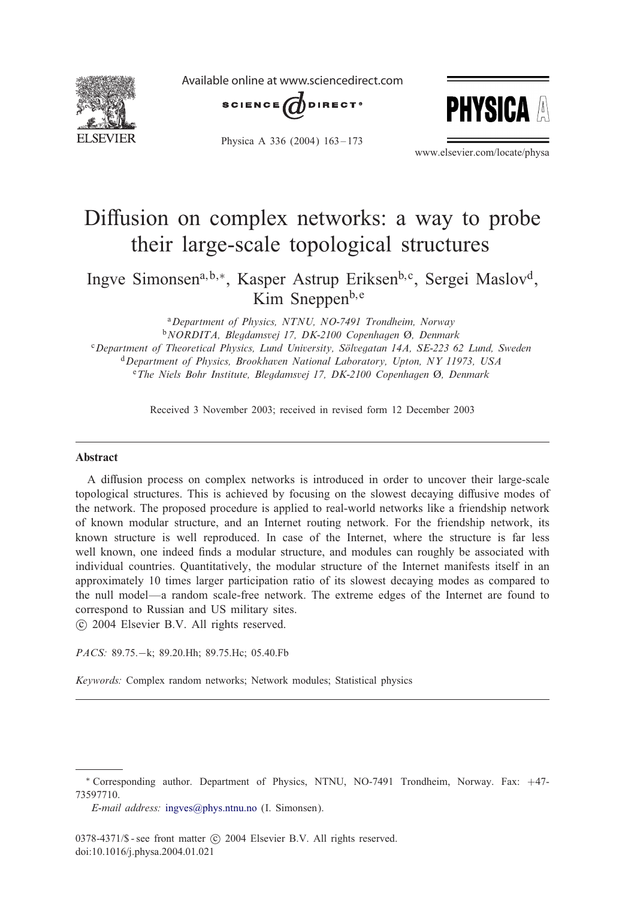# Diffusion on complex networks: a way to probe their large-scale topological structures

Ingve Simonsen[a,b,*], Kasper Astrup Eriksen[b,c], Sergei Maslov[d], Kim Sneppen[b,e]

[a] *Department of Physics, NTNU, NO-7491 Trondheim, Norway*
[b] *NORDITA, Blegdamsvej 17, DK-2100 Copenhagen Ø, Denmark*
[c] *Department of Theoretical Physics, Lund University, Sölvegatan 14A, SE-223 62 Lund, Sweden*
[d] *Department of Physics, Brookhaven National Laboratory, Upton, NY 11973, USA*
[e] *The Niels Bohr Institute, Blegdamsvej 17, DK-2100 Copenhagen Ø, Denmark*

Received 3 November 2003; received in revised form 12 December 2003

## Abstract

A diffusion process on complex networks is introduced in order to uncover their large-scale topological structures. This is achieved by focusing on the slowest decaying diffusive modes of the network. The proposed procedure is applied to real-world networks like a friendship network of known modular structure, and an Internet routing network. For the friendship network, its known structure is well reproduced. In case of the Internet, where the structure is far less well known, one indeed finds a modular structure, and modules can roughly be associated with individual countries. Quantitatively, the modular structure of the Internet manifests itself in an approximately 10 times larger participation ratio of its slowest decaying modes as compared to the null model—a random scale-free network. The extreme edges of the Internet are found to correspond to Russian and US military sites.

© 2004 Elsevier B.V. All rights reserved.

*PACS:* 89.75.−k; 89.20.Hh; 89.75.Hc; 05.40.Fb

*Keywords:* Complex random networks; Network modules; Statistical physics

---

* Corresponding author. Department of Physics, NTNU, NO-7491 Trondheim, Norway. Fax: +47-73597710.

*E-mail address:* ingves@phys.ntnu.no (I. Simonsen).

0378-4371/$ - see front matter © 2004 Elsevier B.V. All rights reserved.
doi:10.1016/j.physa.2004.01.021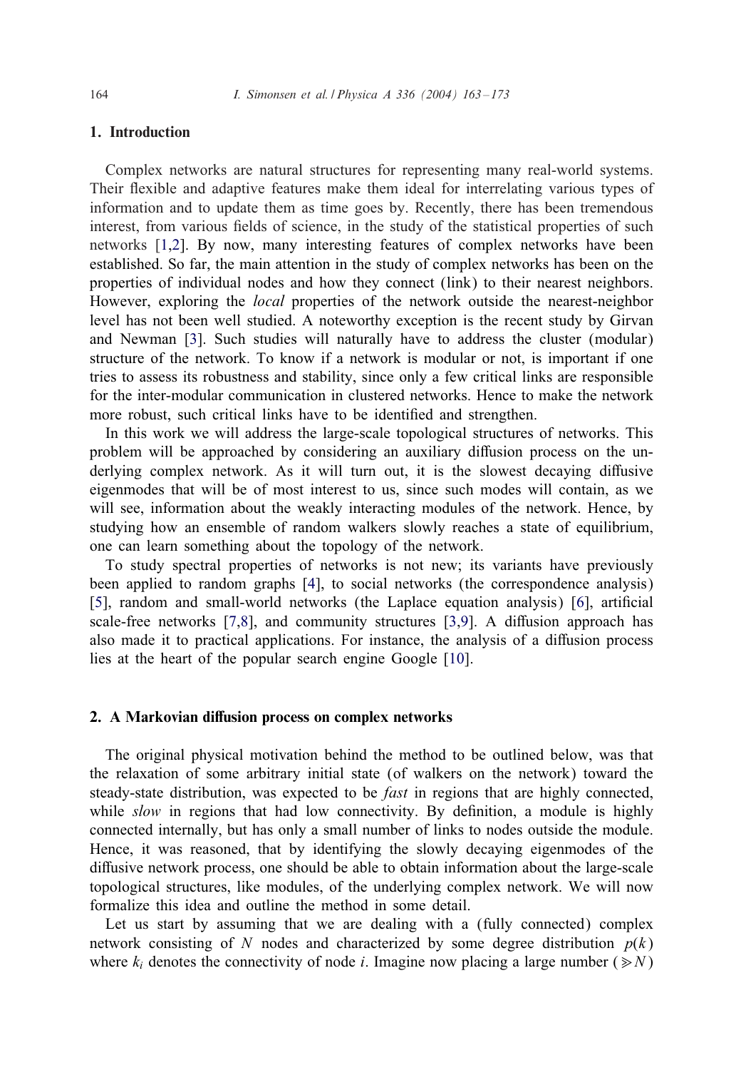## 1. Introduction

Complex networks are natural structures for representing many real-world systems. Their flexible and adaptive features make them ideal for interrelating various types of information and to update them as time goes by. Recently, there has been tremendous interest, from various fields of science, in the study of the statistical properties of such networks [1,2]. By now, many interesting features of complex networks have been established. So far, the main attention in the study of complex networks has been on the properties of individual nodes and how they connect (link) to their nearest neighbors. However, exploring the *local* properties of the network outside the nearest-neighbor level has not been well studied. A noteworthy exception is the recent study by Girvan and Newman [3]. Such studies will naturally have to address the cluster (modular) structure of the network. To know if a network is modular or not, is important if one tries to assess its robustness and stability, since only a few critical links are responsible for the inter-modular communication in clustered networks. Hence to make the network more robust, such critical links have to be identified and strengthen.

In this work we will address the large-scale topological structures of networks. This problem will be approached by considering an auxiliary diffusion process on the underlying complex network. As it will turn out, it is the slowest decaying diffusive eigenmodes that will be of most interest to us, since such modes will contain, as we will see, information about the weakly interacting modules of the network. Hence, by studying how an ensemble of random walkers slowly reaches a state of equilibrium, one can learn something about the topology of the network.

To study spectral properties of networks is not new; its variants have previously been applied to random graphs [4], to social networks (the correspondence analysis) [5], random and small-world networks (the Laplace equation analysis) [6], artificial scale-free networks [7,8], and community structures [3,9]. A diffusion approach has also made it to practical applications. For instance, the analysis of a diffusion process lies at the heart of the popular search engine Google [10].

## 2. A Markovian diffusion process on complex networks

The original physical motivation behind the method to be outlined below, was that the relaxation of some arbitrary initial state (of walkers on the network) toward the steady-state distribution, was expected to be *fast* in regions that are highly connected, while *slow* in regions that had low connectivity. By definition, a module is highly connected internally, but has only a small number of links to nodes outside the module. Hence, it was reasoned, that by identifying the slowly decaying eigenmodes of the diffusive network process, one should be able to obtain information about the large-scale topological structures, like modules, of the underlying complex network. We will now formalize this idea and outline the method in some detail.

Let us start by assuming that we are dealing with a (fully connected) complex network consisting of $N$ nodes and characterized by some degree distribution $p(k)$ where $k_i$ denotes the connectivity of node $i$. Imagine now placing a large number ($\gg N$)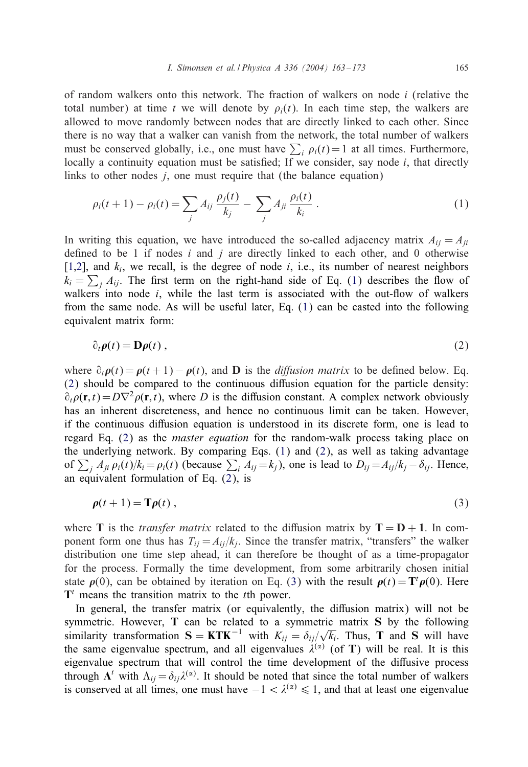of random walkers onto this network. The fraction of walkers on node $i$ (relative the total number) at time $t$ we will denote by $\rho_i(t)$. In each time step, the walkers are allowed to move randomly between nodes that are directly linked to each other. Since there is no way that a walker can vanish from the network, the total number of walkers must be conserved globally, i.e., one must have $\sum_i \rho_i(t) = 1$ at all times. Furthermore, locally a continuity equation must be satisfied; If we consider, say node $i$, that directly links to other nodes $j$, one must require that (the balance equation)

$$\rho_i(t+1) - \rho_i(t) = \sum_j A_{ij} \frac{\rho_j(t)}{k_j} - \sum_j A_{ji} \frac{\rho_i(t)}{k_i} . \tag{1}$$

In writing this equation, we have introduced the so-called adjacency matrix $A_{ij} = A_{ji}$ defined to be 1 if nodes $i$ and $j$ are directly linked to each other, and 0 otherwise [1,2], and $k_i$, we recall, is the degree of node $i$, i.e., its number of nearest neighbors $k_i = \sum_j A_{ij}$. The first term on the right-hand side of Eq. (1) describes the flow of walkers into node $i$, while the last term is associated with the out-flow of walkers from the same node. As will be useful later, Eq. (1) can be casted into the following equivalent matrix form:

$$\partial_t \boldsymbol{\rho}(t) = \mathbf{D}\boldsymbol{\rho}(t) , \tag{2}$$

where $\partial_t \boldsymbol{\rho}(t) = \boldsymbol{\rho}(t+1) - \boldsymbol{\rho}(t)$, and $\mathbf{D}$ is the *diffusion matrix* to be defined below. Eq. (2) should be compared to the continuous diffusion equation for the particle density: $\partial_t \rho(\mathbf{r}, t) = D\nabla^2 \rho(\mathbf{r}, t)$, where $D$ is the diffusion constant. A complex network obviously has an inherent discreteness, and hence no continuous limit can be taken. However, if the continuous diffusion equation is understood in its discrete form, one is lead to regard Eq. (2) as the *master equation* for the random-walk process taking place on the underlying network. By comparing Eqs. (1) and (2), as well as taking advantage of $\sum_j A_{ji}\, \rho_i(t)/k_i = \rho_i(t)$ (because $\sum_i A_{ij} = k_j$), one is lead to $D_{ij} = A_{ij}/k_j - \delta_{ij}$. Hence, an equivalent formulation of Eq. (2), is

$$\boldsymbol{\rho}(t+1) = \mathbf{T}\boldsymbol{\rho}(t) , \tag{3}$$

where $\mathbf{T}$ is the *transfer matrix* related to the diffusion matrix by $\mathbf{T} = \mathbf{D} + \mathbf{1}$. In component form one thus has $T_{ij} = A_{ij}/k_j$. Since the transfer matrix, "transfers" the walker distribution one time step ahead, it can therefore be thought of as a time-propagator for the process. Formally the time development, from some arbitrarily chosen initial state $\boldsymbol{\rho}(0)$, can be obtained by iteration on Eq. (3) with the result $\boldsymbol{\rho}(t) = \mathbf{T}^t \boldsymbol{\rho}(0)$. Here $\mathbf{T}^t$ means the transition matrix to the $t$th power.

In general, the transfer matrix (or equivalently, the diffusion matrix) will not be symmetric. However, $\mathbf{T}$ can be related to a symmetric matrix $\mathbf{S}$ by the following similarity transformation $\mathbf{S} = \mathbf{K}\mathbf{T}\mathbf{K}^{-1}$ with $K_{ij} = \delta_{ij}/\sqrt{k_i}$. Thus, $\mathbf{T}$ and $\mathbf{S}$ will have the same eigenvalue spectrum, and all eigenvalues $\lambda^{(\alpha)}$ (of $\mathbf{T}$) will be real. It is this eigenvalue spectrum that will control the time development of the diffusive process through $\boldsymbol{\Lambda}^t$ with $\Lambda_{ij} = \delta_{ij}\lambda^{(\alpha)}$. It should be noted that since the total number of walkers is conserved at all times, one must have $-1 < \lambda^{(\alpha)} \leqslant 1$, and that at least one eigenvalue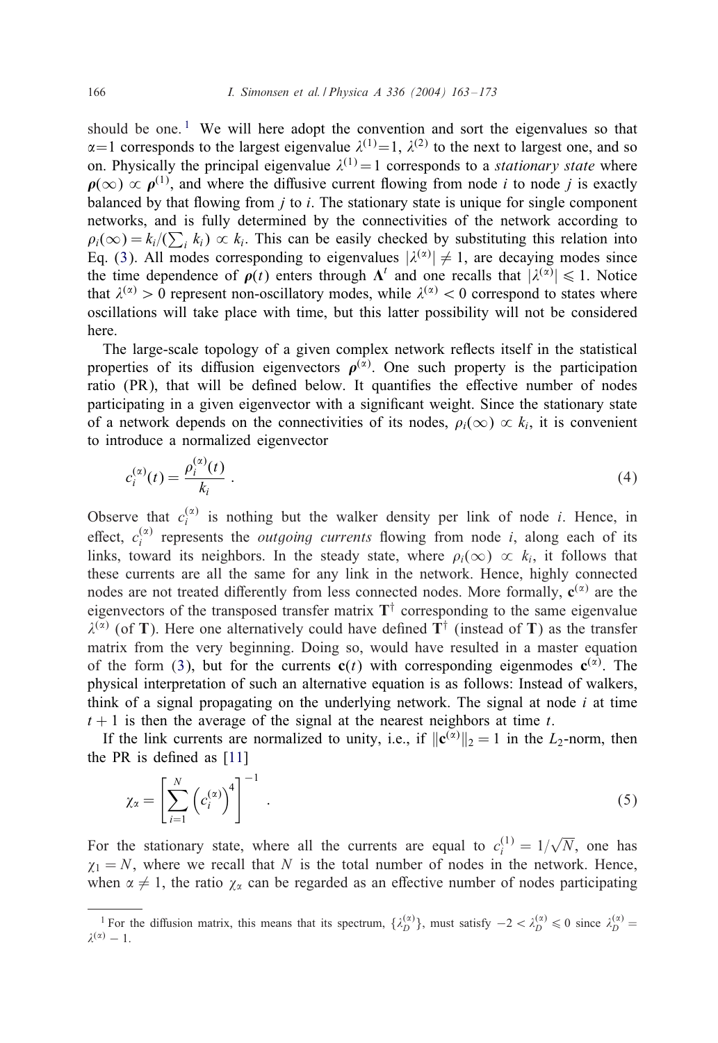should be one.[1] We will here adopt the convention and sort the eigenvalues so that $\alpha$=1 corresponds to the largest eigenvalue $\lambda^{(1)}$=1, $\lambda^{(2)}$ to the next to largest one, and so on. Physically the principal eigenvalue $\lambda^{(1)} = 1$ corresponds to a *stationary state* where $\boldsymbol{\rho}(\infty) \propto \boldsymbol{\rho}^{(1)}$, and where the diffusive current flowing from node $i$ to node $j$ is exactly balanced by that flowing from $j$ to $i$. The stationary state is unique for single component networks, and is fully determined by the connectivities of the network according to $\rho_i(\infty) = k_i/(\sum_i k_i) \propto k_i$. This can be easily checked by substituting this relation into Eq. (3). All modes corresponding to eigenvalues $|\lambda^{(\alpha)}| \neq 1$, are decaying modes since the time dependence of $\boldsymbol{\rho}(t)$ enters through $\boldsymbol{\Lambda}^t$ and one recalls that $|\lambda^{(\alpha)}| \leqslant 1$. Notice that $\lambda^{(\alpha)} > 0$ represent non-oscillatory modes, while $\lambda^{(\alpha)} < 0$ correspond to states where oscillations will take place with time, but this latter possibility will not be considered here.

The large-scale topology of a given complex network reflects itself in the statistical properties of its diffusion eigenvectors $\boldsymbol{\rho}^{(\alpha)}$. One such property is the participation ratio (PR), that will be defined below. It quantifies the effective number of nodes participating in a given eigenvector with a significant weight. Since the stationary state of a network depends on the connectivities of its nodes, $\rho_i(\infty) \propto k_i$, it is convenient to introduce a normalized eigenvector

$$c_i^{(\alpha)}(t) = \frac{\rho_i^{(\alpha)}(t)}{k_i} . \tag{4}$$

Observe that $c_i^{(\alpha)}$ is nothing but the walker density per link of node $i$. Hence, in effect, $c_i^{(\alpha)}$ represents the *outgoing currents* flowing from node $i$, along each of its links, toward its neighbors. In the steady state, where $\rho_i(\infty) \propto k_i$, it follows that these currents are all the same for any link in the network. Hence, highly connected nodes are not treated differently from less connected nodes. More formally, $\mathbf{c}^{(\alpha)}$ are the eigenvectors of the transposed transfer matrix $\mathbf{T}^{\dagger}$ corresponding to the same eigenvalue $\lambda^{(\alpha)}$ (of $\mathbf{T}$). Here one alternatively could have defined $\mathbf{T}^{\dagger}$ (instead of $\mathbf{T}$) as the transfer matrix from the very beginning. Doing so, would have resulted in a master equation of the form (3), but for the currents $\mathbf{c}(t)$ with corresponding eigenmodes $\mathbf{c}^{(\alpha)}$. The physical interpretation of such an alternative equation is as follows: Instead of walkers, think of a signal propagating on the underlying network. The signal at node $i$ at time $t+1$ is then the average of the signal at the nearest neighbors at time $t$.

If the link currents are normalized to unity, i.e., if $\|\mathbf{c}^{(\alpha)}\|_2 = 1$ in the $L_2$-norm, then the PR is defined as [11]

$$\chi_\alpha = \left[ \sum_{i=1}^{N} \left( c_i^{(\alpha)} \right)^4 \right]^{-1} . \tag{5}$$

For the stationary state, where all the currents are equal to $c_i^{(1)} = 1/\sqrt{N}$, one has $\chi_1 = N$, where we recall that $N$ is the total number of nodes in the network. Hence, when $\alpha \neq 1$, the ratio $\chi_\alpha$ can be regarded as an effective number of nodes participating

[1] For the diffusion matrix, this means that its spectrum, $\{\lambda_D^{(\alpha)}\}$, must satisfy $-2 < \lambda_D^{(\alpha)} \leqslant 0$ since $\lambda_D^{(\alpha)} = \lambda^{(\alpha)} - 1$.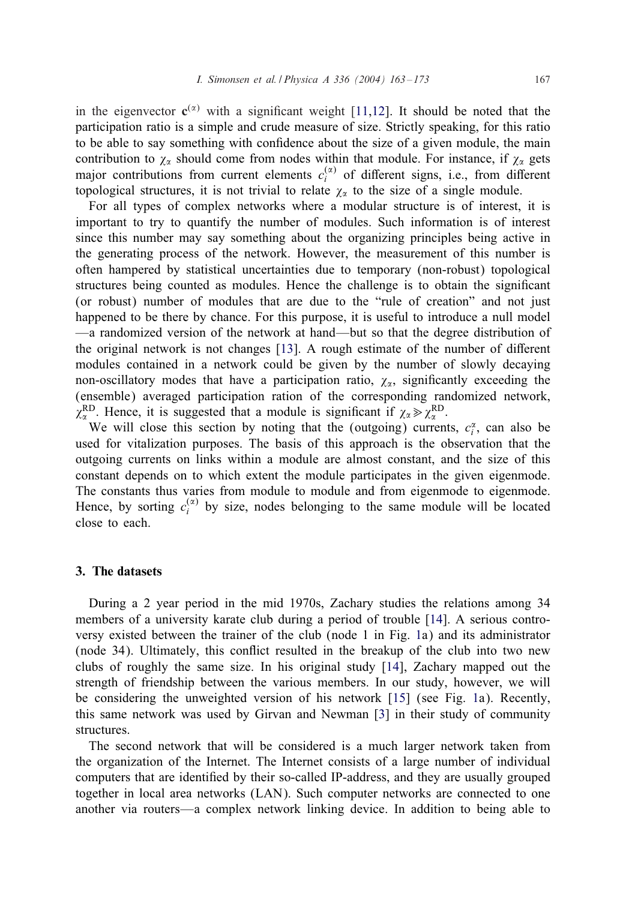in the eigenvector $\mathbf{c}^{(\alpha)}$ with a significant weight [11,12]. It should be noted that the participation ratio is a simple and crude measure of size. Strictly speaking, for this ratio to be able to say something with confidence about the size of a given module, the main contribution to $\chi_\alpha$ should come from nodes within that module. For instance, if $\chi_\alpha$ gets major contributions from current elements $c_i^{(\alpha)}$ of different signs, i.e., from different topological structures, it is not trivial to relate $\chi_\alpha$ to the size of a single module.

For all types of complex networks where a modular structure is of interest, it is important to try to quantify the number of modules. Such information is of interest since this number may say something about the organizing principles being active in the generating process of the network. However, the measurement of this number is often hampered by statistical uncertainties due to temporary (non-robust) topological structures being counted as modules. Hence the challenge is to obtain the significant (or robust) number of modules that are due to the "rule of creation" and not just happened to be there by chance. For this purpose, it is useful to introduce a null model —a randomized version of the network at hand—but so that the degree distribution of the original network is not changes [13]. A rough estimate of the number of different modules contained in a network could be given by the number of slowly decaying non-oscillatory modes that have a participation ratio, $\chi_\alpha$, significantly exceeding the (ensemble) averaged participation ration of the corresponding randomized network, $\chi_\alpha^{\mathrm{RD}}$. Hence, it is suggested that a module is significant if $\chi_\alpha \gg \chi_\alpha^{\mathrm{RD}}$.

We will close this section by noting that the (outgoing) currents, $c_i^\alpha$, can also be used for vitalization purposes. The basis of this approach is the observation that the outgoing currents on links within a module are almost constant, and the size of this constant depends on to which extent the module participates in the given eigenmode. The constants thus varies from module to module and from eigenmode to eigenmode. Hence, by sorting $c_i^{(\alpha)}$ by size, nodes belonging to the same module will be located close to each.

## 3. The datasets

During a 2 year period in the mid 1970s, Zachary studies the relations among 34 members of a university karate club during a period of trouble [14]. A serious controversy existed between the trainer of the club (node 1 in Fig. 1a) and its administrator (node 34). Ultimately, this conflict resulted in the breakup of the club into two new clubs of roughly the same size. In his original study [14], Zachary mapped out the strength of friendship between the various members. In our study, however, we will be considering the unweighted version of his network [15] (see Fig. 1a). Recently, this same network was used by Girvan and Newman [3] in their study of community structures.

The second network that will be considered is a much larger network taken from the organization of the Internet. The Internet consists of a large number of individual computers that are identified by their so-called IP-address, and they are usually grouped together in local area networks (LAN). Such computer networks are connected to one another via routers—a complex network linking device. In addition to being able to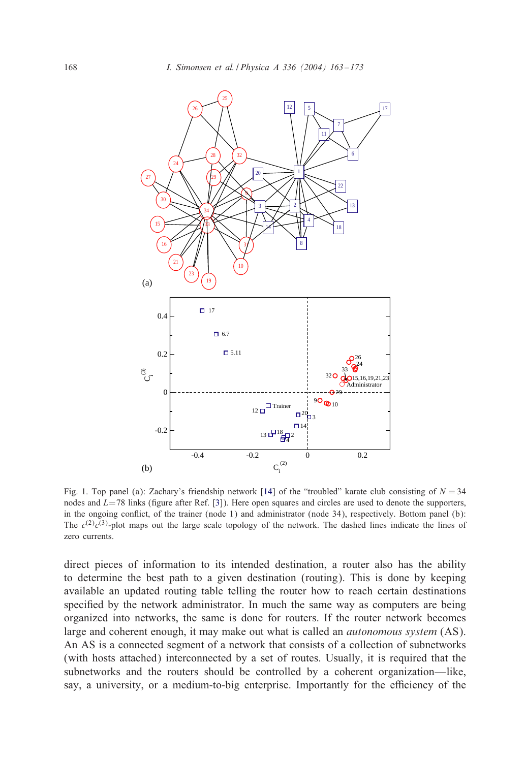(a)

(b)

Fig. 1. Top panel (a): Zachary's friendship network [14] of the "troubled" karate club consisting of $N = 34$ nodes and $L = 78$ links (figure after Ref. [3]). Here open squares and circles are used to denote the supporters, in the ongoing conflict, of the trainer (node 1) and administrator (node 34), respectively. Bottom panel (b): The $c^{(2)}c^{(3)}$-plot maps out the large scale topology of the network. The dashed lines indicate the lines of zero currents.

direct pieces of information to its intended destination, a router also has the ability to determine the best path to a given destination (routing). This is done by keeping available an updated routing table telling the router how to reach certain destinations specified by the network administrator. In much the same way as computers are being organized into networks, the same is done for routers. If the router network becomes large and coherent enough, it may make out what is called an *autonomous system* (AS). An AS is a connected segment of a network that consists of a collection of subnetworks (with hosts attached) interconnected by a set of routes. Usually, it is required that the subnetworks and the routers should be controlled by a coherent organization—like, say, a university, or a medium-to-big enterprise. Importantly for the efficiency of the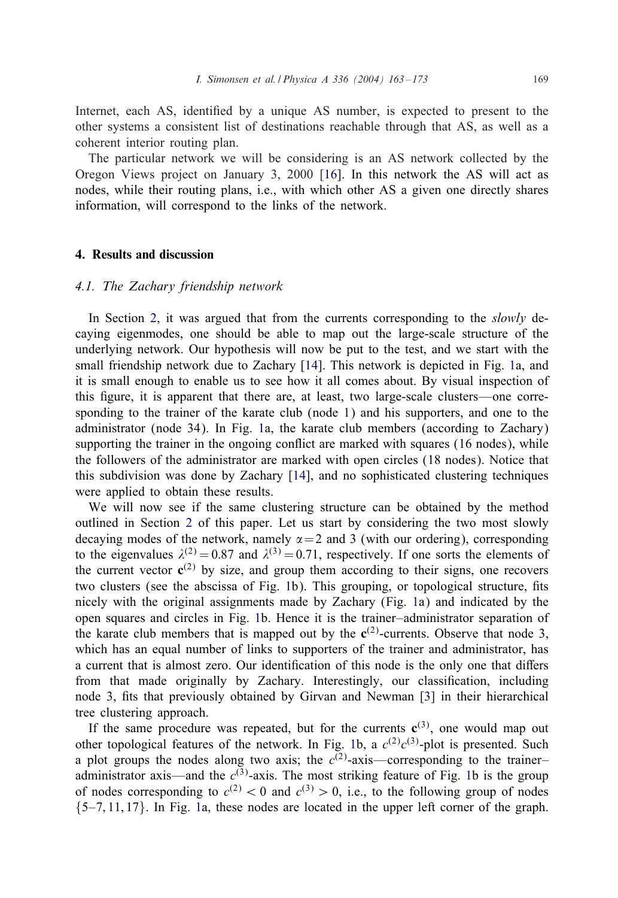Internet, each AS, identified by a unique AS number, is expected to present to the other systems a consistent list of destinations reachable through that AS, as well as a coherent interior routing plan.

The particular network we will be considering is an AS network collected by the Oregon Views project on January 3, 2000 [16]. In this network the AS will act as nodes, while their routing plans, i.e., with which other AS a given one directly shares information, will correspond to the links of the network.

## 4. Results and discussion

### 4.1. The Zachary friendship network

In Section 2, it was argued that from the currents corresponding to the *slowly* decaying eigenmodes, one should be able to map out the large-scale structure of the underlying network. Our hypothesis will now be put to the test, and we start with the small friendship network due to Zachary [14]. This network is depicted in Fig. 1a, and it is small enough to enable us to see how it all comes about. By visual inspection of this figure, it is apparent that there are, at least, two large-scale clusters—one corresponding to the trainer of the karate club (node 1) and his supporters, and one to the administrator (node 34). In Fig. 1a, the karate club members (according to Zachary) supporting the trainer in the ongoing conflict are marked with squares (16 nodes), while the followers of the administrator are marked with open circles (18 nodes). Notice that this subdivision was done by Zachary [14], and no sophisticated clustering techniques were applied to obtain these results.

We will now see if the same clustering structure can be obtained by the method outlined in Section 2 of this paper. Let us start by considering the two most slowly decaying modes of the network, namely $\alpha = 2$ and 3 (with our ordering), corresponding to the eigenvalues $\lambda^{(2)} = 0.87$ and $\lambda^{(3)} = 0.71$, respectively. If one sorts the elements of the current vector $\mathbf{c}^{(2)}$ by size, and group them according to their signs, one recovers two clusters (see the abscissa of Fig. 1b). This grouping, or topological structure, fits nicely with the original assignments made by Zachary (Fig. 1a) and indicated by the open squares and circles in Fig. 1b. Hence it is the trainer–administrator separation of the karate club members that is mapped out by the $\mathbf{c}^{(2)}$-currents. Observe that node 3, which has an equal number of links to supporters of the trainer and administrator, has a current that is almost zero. Our identification of this node is the only one that differs from that made originally by Zachary. Interestingly, our classification, including node 3, fits that previously obtained by Girvan and Newman [3] in their hierarchical tree clustering approach.

If the same procedure was repeated, but for the currents $\mathbf{c}^{(3)}$, one would map out other topological features of the network. In Fig. 1b, a $c^{(2)}c^{(3)}$-plot is presented. Such a plot groups the nodes along two axis; the $c^{(2)}$-axis—corresponding to the trainer–administrator axis—and the $c^{(3)}$-axis. The most striking feature of Fig. 1b is the group of nodes corresponding to $c^{(2)} < 0$ and $c^{(3)} > 0$, i.e., to the following group of nodes $\{5\text{–}7, 11, 17\}$. In Fig. 1a, these nodes are located in the upper left corner of the graph.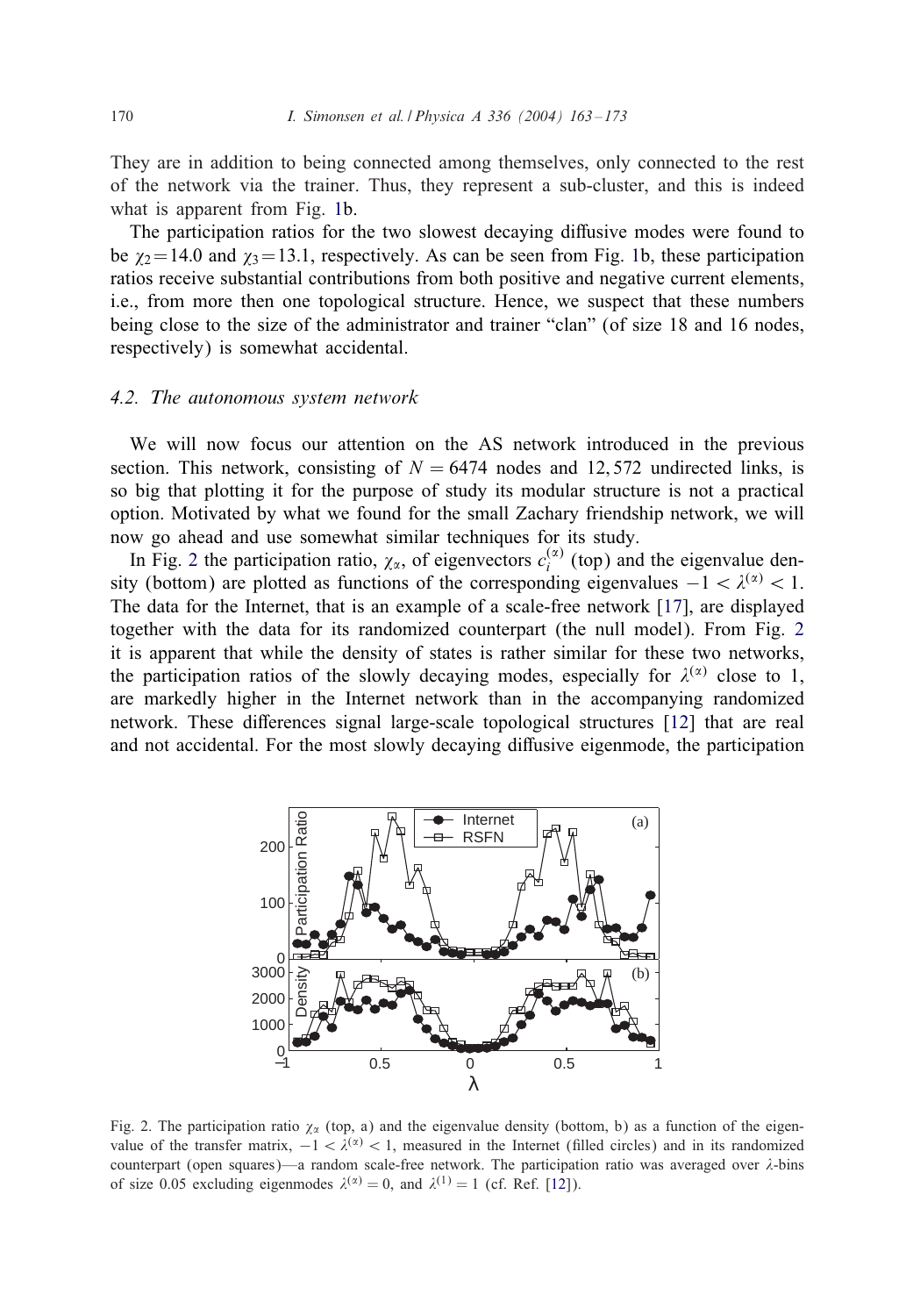They are in addition to being connected among themselves, only connected to the rest of the network via the trainer. Thus, they represent a sub-cluster, and this is indeed what is apparent from Fig. 1b.

The participation ratios for the two slowest decaying diffusive modes were found to be $\chi_2 = 14.0$ and $\chi_3 = 13.1$, respectively. As can be seen from Fig. 1b, these participation ratios receive substantial contributions from both positive and negative current elements, i.e., from more then one topological structure. Hence, we suspect that these numbers being close to the size of the administrator and trainer "clan" (of size 18 and 16 nodes, respectively) is somewhat accidental.

### 4.2. The autonomous system network

We will now focus our attention on the AS network introduced in the previous section. This network, consisting of $N = 6474$ nodes and 12,572 undirected links, is so big that plotting it for the purpose of study its modular structure is not a practical option. Motivated by what we found for the small Zachary friendship network, we will now go ahead and use somewhat similar techniques for its study.

In Fig. 2 the participation ratio, $\chi_\alpha$, of eigenvectors $c_i^{(\alpha)}$ (top) and the eigenvalue density (bottom) are plotted as functions of the corresponding eigenvalues $-1 < \lambda^{(\alpha)} < 1$. The data for the Internet, that is an example of a scale-free network [17], are displayed together with the data for its randomized counterpart (the null model). From Fig. 2 it is apparent that while the density of states is rather similar for these two networks, the participation ratios of the slowly decaying modes, especially for $\lambda^{(\alpha)}$ close to 1, are markedly higher in the Internet network than in the accompanying randomized network. These differences signal large-scale topological structures [12] that are real and not accidental. For the most slowly decaying diffusive eigenmode, the participation

Fig. 2. The participation ratio $\chi_\alpha$ (top, a) and the eigenvalue density (bottom, b) as a function of the eigenvalue of the transfer matrix, $-1 < \lambda^{(\alpha)} < 1$, measured in the Internet (filled circles) and in its randomized counterpart (open squares)—a random scale-free network. The participation ratio was averaged over $\lambda$-bins of size 0.05 excluding eigenmodes $\lambda^{(\alpha)} = 0$, and $\lambda^{(1)} = 1$ (cf. Ref. [12]).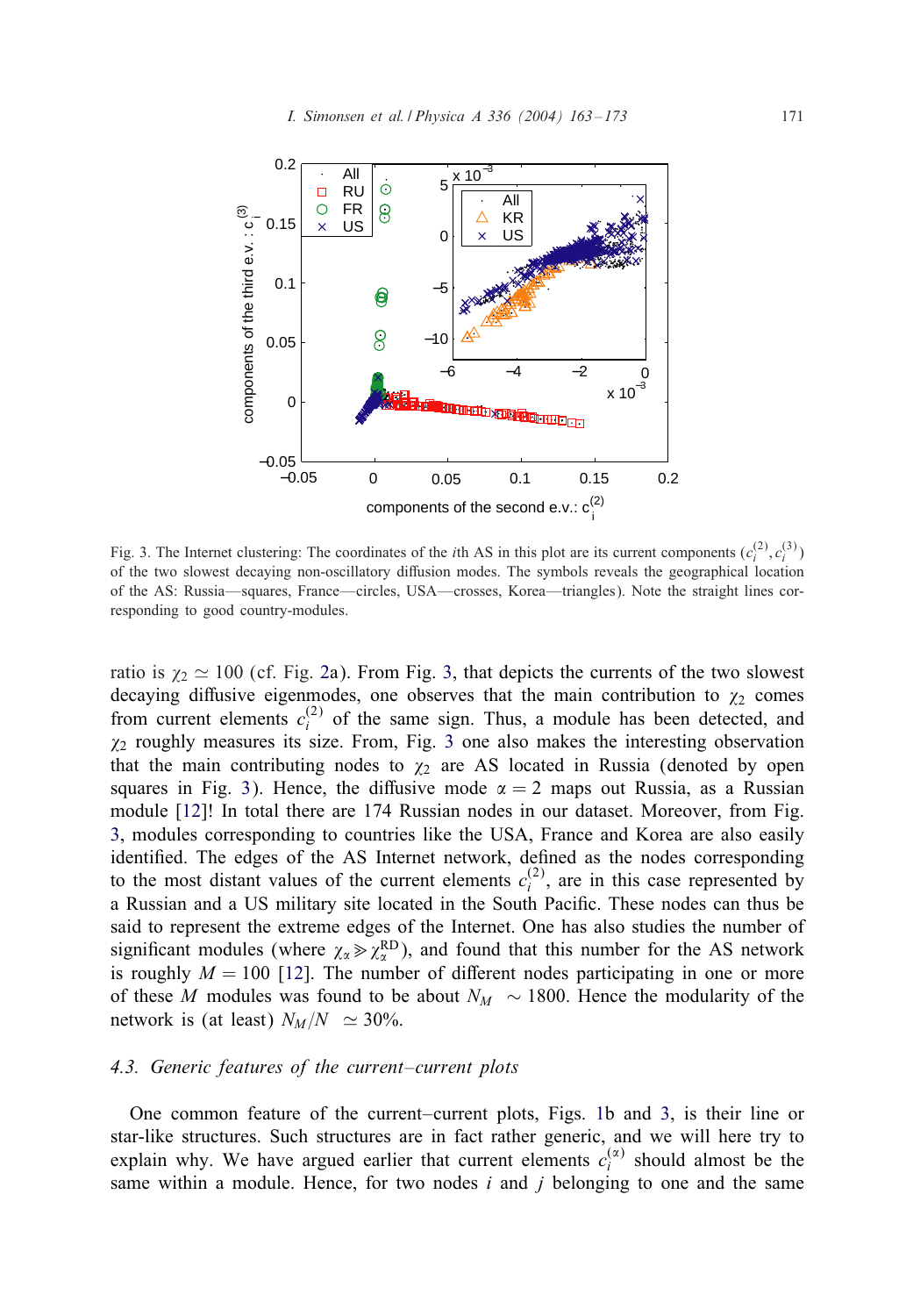Fig. 3. The Internet clustering: The coordinates of the $i$th AS in this plot are its current components $(c_i^{(2)}, c_i^{(3)})$ of the two slowest decaying non-oscillatory diffusion modes. The symbols reveals the geographical location of the AS: Russia—squares, France—circles, USA—crosses, Korea—triangles). Note the straight lines corresponding to good country-modules.

ratio is $\chi_2 \simeq 100$ (cf. Fig. 2a). From Fig. 3, that depicts the currents of the two slowest decaying diffusive eigenmodes, one observes that the main contribution to $\chi_2$ comes from current elements $c_i^{(2)}$ of the same sign. Thus, a module has been detected, and $\chi_2$ roughly measures its size. From, Fig. 3 one also makes the interesting observation that the main contributing nodes to $\chi_2$ are AS located in Russia (denoted by open squares in Fig. 3). Hence, the diffusive mode $\alpha = 2$ maps out Russia, as a Russian module [12]! In total there are 174 Russian nodes in our dataset. Moreover, from Fig. 3, modules corresponding to countries like the USA, France and Korea are also easily identified. The edges of the AS Internet network, defined as the nodes corresponding to the most distant values of the current elements $c_i^{(2)}$, are in this case represented by a Russian and a US military site located in the South Pacific. These nodes can thus be said to represent the extreme edges of the Internet. One has also studies the number of significant modules (where $\chi_\alpha \gg \chi_\alpha^{\mathrm{RD}}$), and found that this number for the AS network is roughly $M = 100$ [12]. The number of different nodes participating in one or more of these $M$ modules was found to be about $N_M \sim 1800$. Hence the modularity of the network is (at least) $N_M/N \simeq 30\%$.

### 4.3. *Generic features of the current–current plots*

One common feature of the current–current plots, Figs. 1b and 3, is their line or star-like structures. Such structures are in fact rather generic, and we will here try to explain why. We have argued earlier that current elements $c_i^{(\alpha)}$ should almost be the same within a module. Hence, for two nodes $i$ and $j$ belonging to one and the same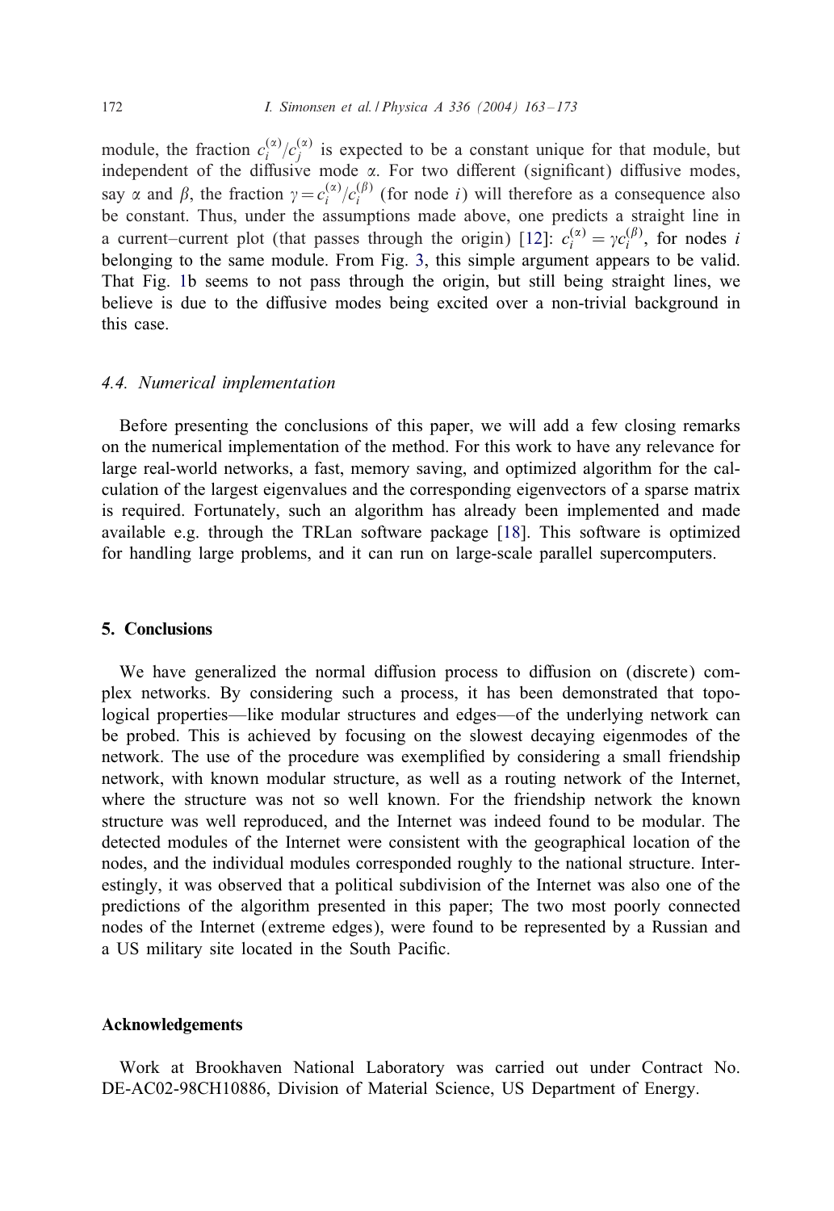module, the fraction $c_i^{(\alpha)}/c_j^{(\alpha)}$ is expected to be a constant unique for that module, but independent of the diffusive mode $\alpha$. For two different (significant) diffusive modes, say $\alpha$ and $\beta$, the fraction $\gamma = c_i^{(\alpha)}/c_i^{(\beta)}$ (for node $i$) will therefore as a consequence also be constant. Thus, under the assumptions made above, one predicts a straight line in a current–current plot (that passes through the origin) [12]: $c_i^{(\alpha)} = \gamma c_i^{(\beta)}$, for nodes $i$ belonging to the same module. From Fig. 3, this simple argument appears to be valid. That Fig. 1b seems to not pass through the origin, but still being straight lines, we believe is due to the diffusive modes being excited over a non-trivial background in this case.

### 4.4. Numerical implementation

Before presenting the conclusions of this paper, we will add a few closing remarks on the numerical implementation of the method. For this work to have any relevance for large real-world networks, a fast, memory saving, and optimized algorithm for the calculation of the largest eigenvalues and the corresponding eigenvectors of a sparse matrix is required. Fortunately, such an algorithm has already been implemented and made available e.g. through the TRLan software package [18]. This software is optimized for handling large problems, and it can run on large-scale parallel supercomputers.

## 5. Conclusions

We have generalized the normal diffusion process to diffusion on (discrete) complex networks. By considering such a process, it has been demonstrated that topological properties—like modular structures and edges—of the underlying network can be probed. This is achieved by focusing on the slowest decaying eigenmodes of the network. The use of the procedure was exemplified by considering a small friendship network, with known modular structure, as well as a routing network of the Internet, where the structure was not so well known. For the friendship network the known structure was well reproduced, and the Internet was indeed found to be modular. The detected modules of the Internet were consistent with the geographical location of the nodes, and the individual modules corresponded roughly to the national structure. Interestingly, it was observed that a political subdivision of the Internet was also one of the predictions of the algorithm presented in this paper; The two most poorly connected nodes of the Internet (extreme edges), were found to be represented by a Russian and a US military site located in the South Pacific.

## Acknowledgements

Work at Brookhaven National Laboratory was carried out under Contract No. DE-AC02-98CH10886, Division of Material Science, US Department of Energy.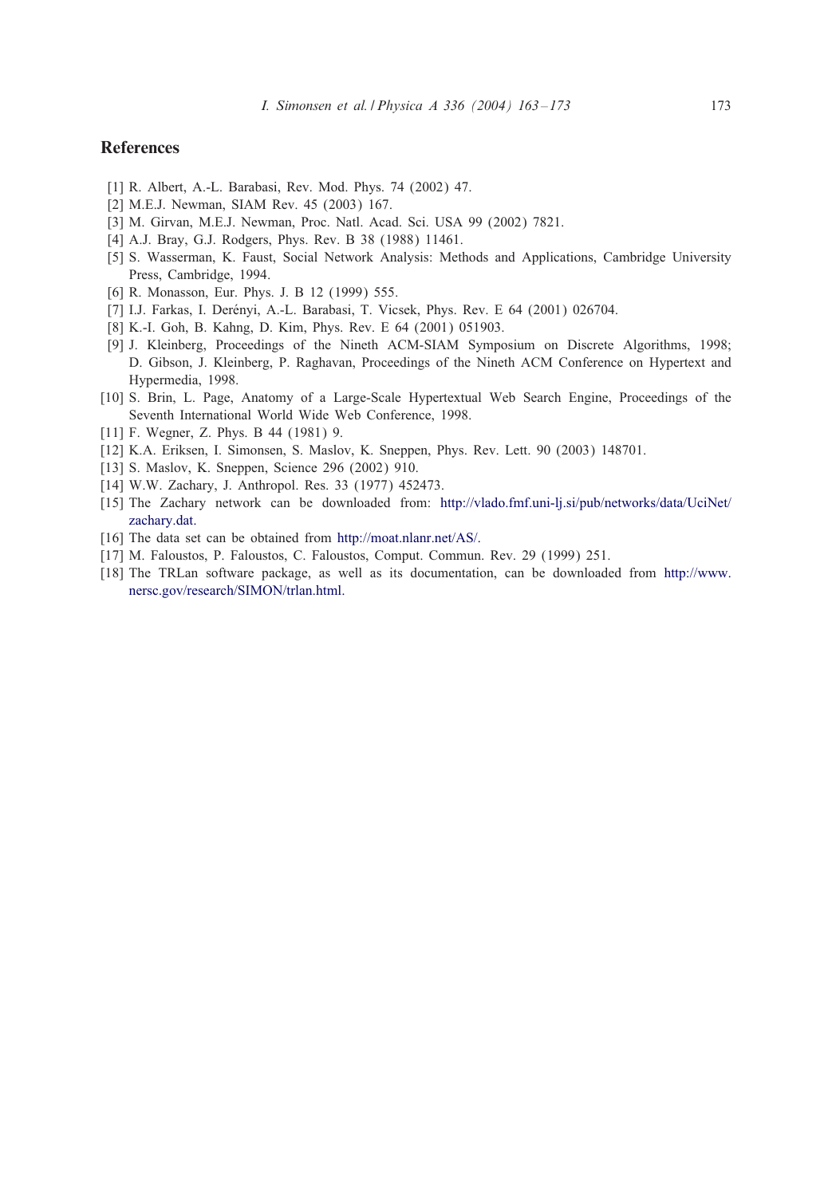## References

[1] R. Albert, A.-L. Barabasi, Rev. Mod. Phys. 74 (2002) 47.

[2] M.E.J. Newman, SIAM Rev. 45 (2003) 167.

[3] M. Girvan, M.E.J. Newman, Proc. Natl. Acad. Sci. USA 99 (2002) 7821.

[4] A.J. Bray, G.J. Rodgers, Phys. Rev. B 38 (1988) 11461.

[5] S. Wasserman, K. Faust, Social Network Analysis: Methods and Applications, Cambridge University Press, Cambridge, 1994.

[6] R. Monasson, Eur. Phys. J. B 12 (1999) 555.

[7] I.J. Farkas, I. Derényi, A.-L. Barabasi, T. Vicsek, Phys. Rev. E 64 (2001) 026704.

[8] K.-I. Goh, B. Kahng, D. Kim, Phys. Rev. E 64 (2001) 051903.

[9] J. Kleinberg, Proceedings of the Nineth ACM-SIAM Symposium on Discrete Algorithms, 1998; D. Gibson, J. Kleinberg, P. Raghavan, Proceedings of the Nineth ACM Conference on Hypertext and Hypermedia, 1998.

[10] S. Brin, L. Page, Anatomy of a Large-Scale Hypertextual Web Search Engine, Proceedings of the Seventh International World Wide Web Conference, 1998.

[11] F. Wegner, Z. Phys. B 44 (1981) 9.

[12] K.A. Eriksen, I. Simonsen, S. Maslov, K. Sneppen, Phys. Rev. Lett. 90 (2003) 148701.

[13] S. Maslov, K. Sneppen, Science 296 (2002) 910.

[14] W.W. Zachary, J. Anthropol. Res. 33 (1977) 452473.

[15] The Zachary network can be downloaded from: http://vlado.fmf.uni-lj.si/pub/networks/data/UciNet/zachary.dat.

[16] The data set can be obtained from http://moat.nlanr.net/AS/.

[17] M. Faloustos, P. Faloustos, C. Faloustos, Comput. Commun. Rev. 29 (1999) 251.

[18] The TRLan software package, as well as its documentation, can be downloaded from http://www.nersc.gov/research/SIMON/trlan.html.